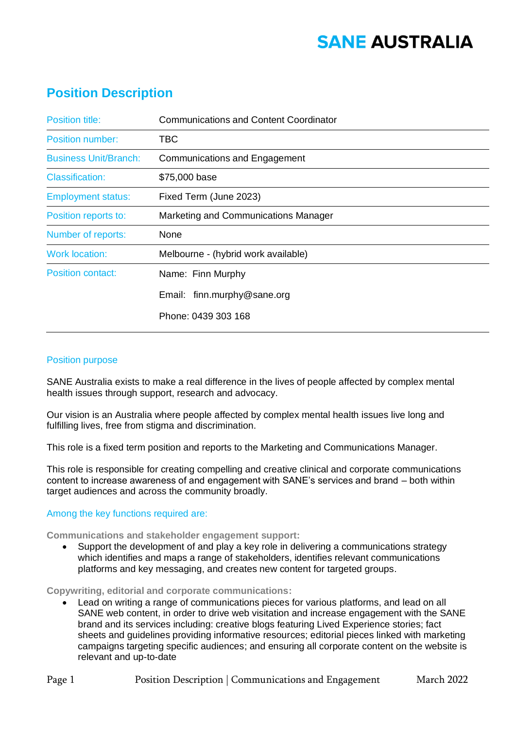SANE AUSTRALIA

# Position Description

| Position title: | Communications and Content Coordinator |
| --- | --- |
| Position number: | TBC |
| Business Unit/Branch: | Communications and Engagement |
| Classification: | $75,000 base |
| Employment status: | Fixed Term (June 2023) |
| Position reports to: | Marketing and Communications Manager |
| Number of reports: | None |
| Work location: | Melbourne - (hybrid work available) |
| Position contact: | Name: Finn Murphy<br>Email: finn.murphy@sane.org<br>Phone: 0439 303 168 |

## Position purpose

SANE Australia exists to make a real difference in the lives of people affected by complex mental health issues through support, research and advocacy.

Our vision is an Australia where people affected by complex mental health issues live long and fulfilling lives, free from stigma and discrimination.

This role is a fixed term position and reports to the Marketing and Communications Manager.

This role is responsible for creating compelling and creative clinical and corporate communications content to increase awareness of and engagement with SANE's services and brand – both within target audiences and across the community broadly.

## Among the key functions required are:

**Communications and stakeholder engagement support:**

- Support the development of and play a key role in delivering a communications strategy which identifies and maps a range of stakeholders, identifies relevant communications platforms and key messaging, and creates new content for targeted groups.

**Copywriting, editorial and corporate communications:**

- Lead on writing a range of communications pieces for various platforms, and lead on all SANE web content, in order to drive web visitation and increase engagement with the SANE brand and its services including: creative blogs featuring Lived Experience stories; fact sheets and guidelines providing informative resources; editorial pieces linked with marketing campaigns targeting specific audiences; and ensuring all corporate content on the website is relevant and up-to-date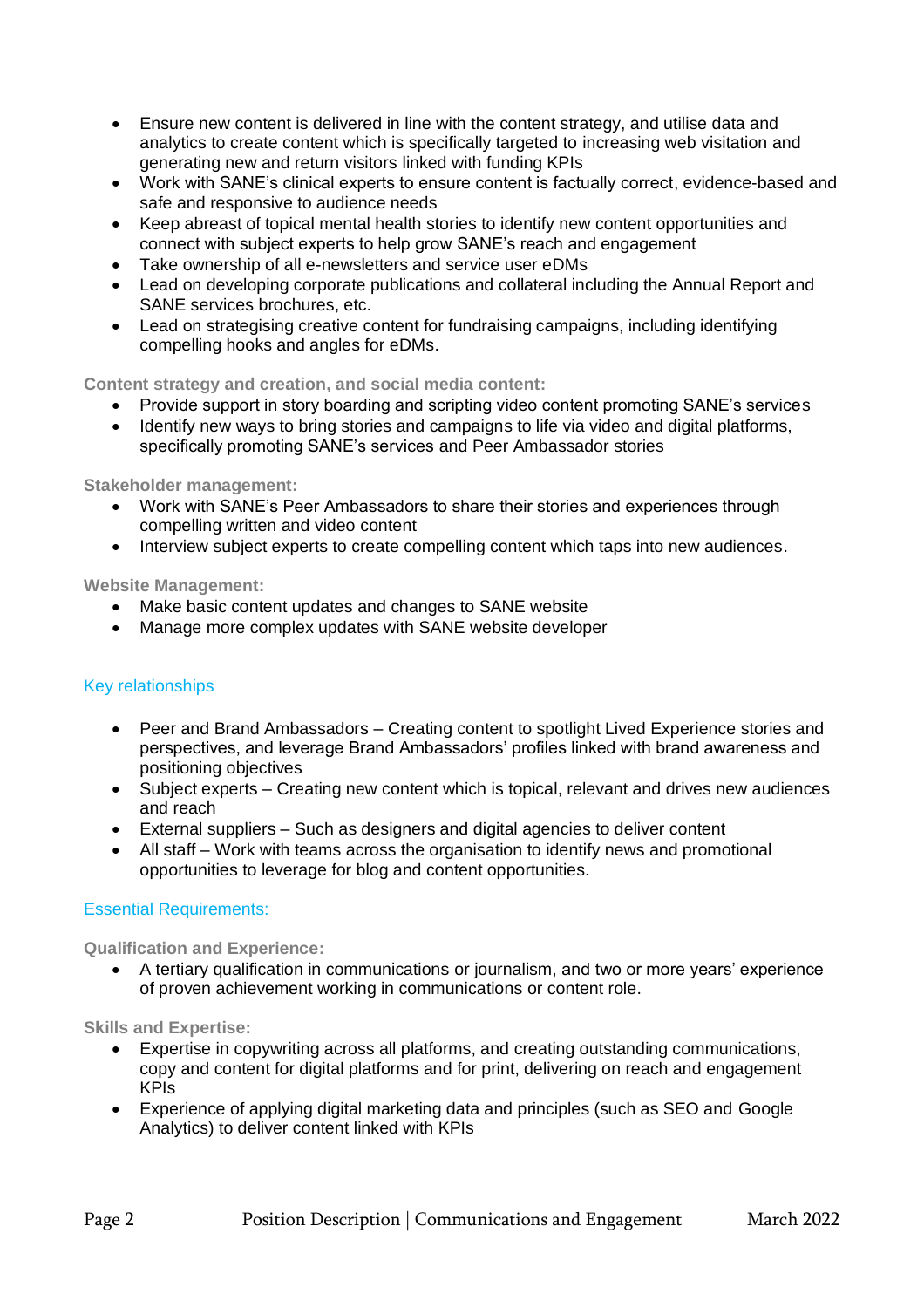- Ensure new content is delivered in line with the content strategy, and utilise data and analytics to create content which is specifically targeted to increasing web visitation and generating new and return visitors linked with funding KPIs
- Work with SANE's clinical experts to ensure content is factually correct, evidence-based and safe and responsive to audience needs
- Keep abreast of topical mental health stories to identify new content opportunities and connect with subject experts to help grow SANE's reach and engagement
- Take ownership of all e-newsletters and service user eDMs
- Lead on developing corporate publications and collateral including the Annual Report and SANE services brochures, etc.
- Lead on strategising creative content for fundraising campaigns, including identifying compelling hooks and angles for eDMs.

**Content strategy and creation, and social media content:**

- Provide support in story boarding and scripting video content promoting SANE's services
- Identify new ways to bring stories and campaigns to life via video and digital platforms, specifically promoting SANE's services and Peer Ambassador stories

**Stakeholder management:**

- Work with SANE's Peer Ambassadors to share their stories and experiences through compelling written and video content
- Interview subject experts to create compelling content which taps into new audiences.

**Website Management:**

- Make basic content updates and changes to SANE website
- Manage more complex updates with SANE website developer

## Key relationships

- Peer and Brand Ambassadors – Creating content to spotlight Lived Experience stories and perspectives, and leverage Brand Ambassadors' profiles linked with brand awareness and positioning objectives
- Subject experts – Creating new content which is topical, relevant and drives new audiences and reach
- External suppliers – Such as designers and digital agencies to deliver content
- All staff – Work with teams across the organisation to identify news and promotional opportunities to leverage for blog and content opportunities.

## Essential Requirements:

**Qualification and Experience:**

- A tertiary qualification in communications or journalism, and two or more years' experience of proven achievement working in communications or content role.

**Skills and Expertise:**

- Expertise in copywriting across all platforms, and creating outstanding communications, copy and content for digital platforms and for print, delivering on reach and engagement KPIs
- Experience of applying digital marketing data and principles (such as SEO and Google Analytics) to deliver content linked with KPIs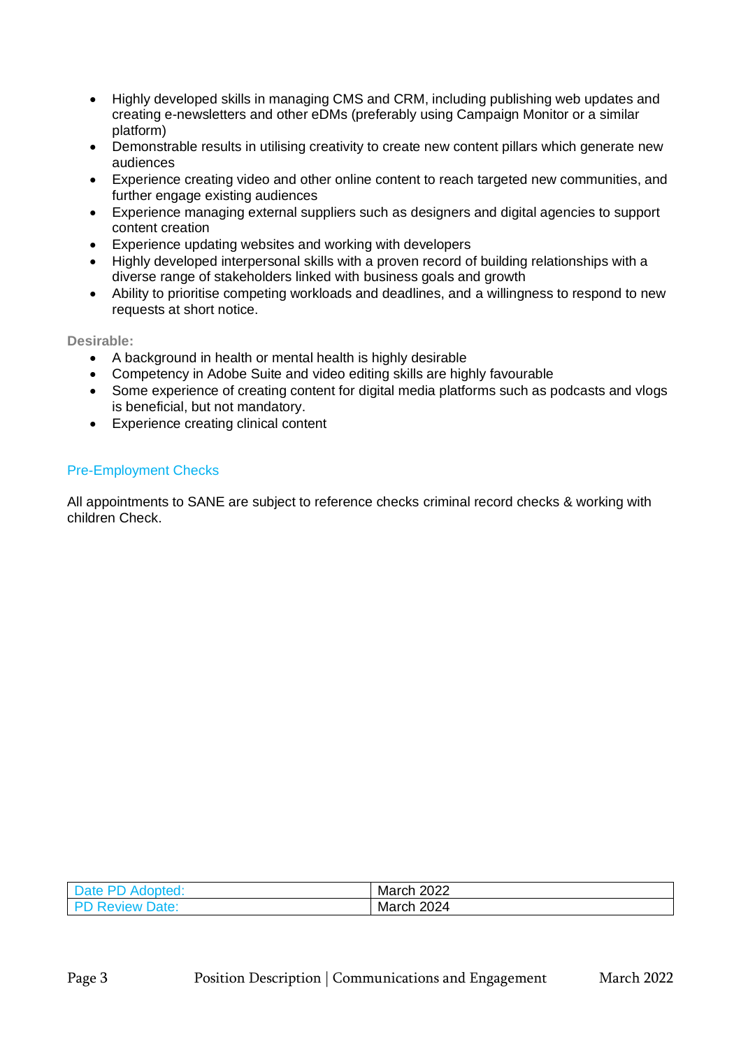- Highly developed skills in managing CMS and CRM, including publishing web updates and creating e-newsletters and other eDMs (preferably using Campaign Monitor or a similar platform)
- Demonstrable results in utilising creativity to create new content pillars which generate new audiences
- Experience creating video and other online content to reach targeted new communities, and further engage existing audiences
- Experience managing external suppliers such as designers and digital agencies to support content creation
- Experience updating websites and working with developers
- Highly developed interpersonal skills with a proven record of building relationships with a diverse range of stakeholders linked with business goals and growth
- Ability to prioritise competing workloads and deadlines, and a willingness to respond to new requests at short notice.

**Desirable:**

- A background in health or mental health is highly desirable
- Competency in Adobe Suite and video editing skills are highly favourable
- Some experience of creating content for digital media platforms such as podcasts and vlogs is beneficial, but not mandatory.
- Experience creating clinical content

## Pre-Employment Checks

All appointments to SANE are subject to reference checks criminal record checks & working with children Check.

| | |
|---|---|
| Date PD Adopted: | March 2022 |
| PD Review Date: | March 2024 |